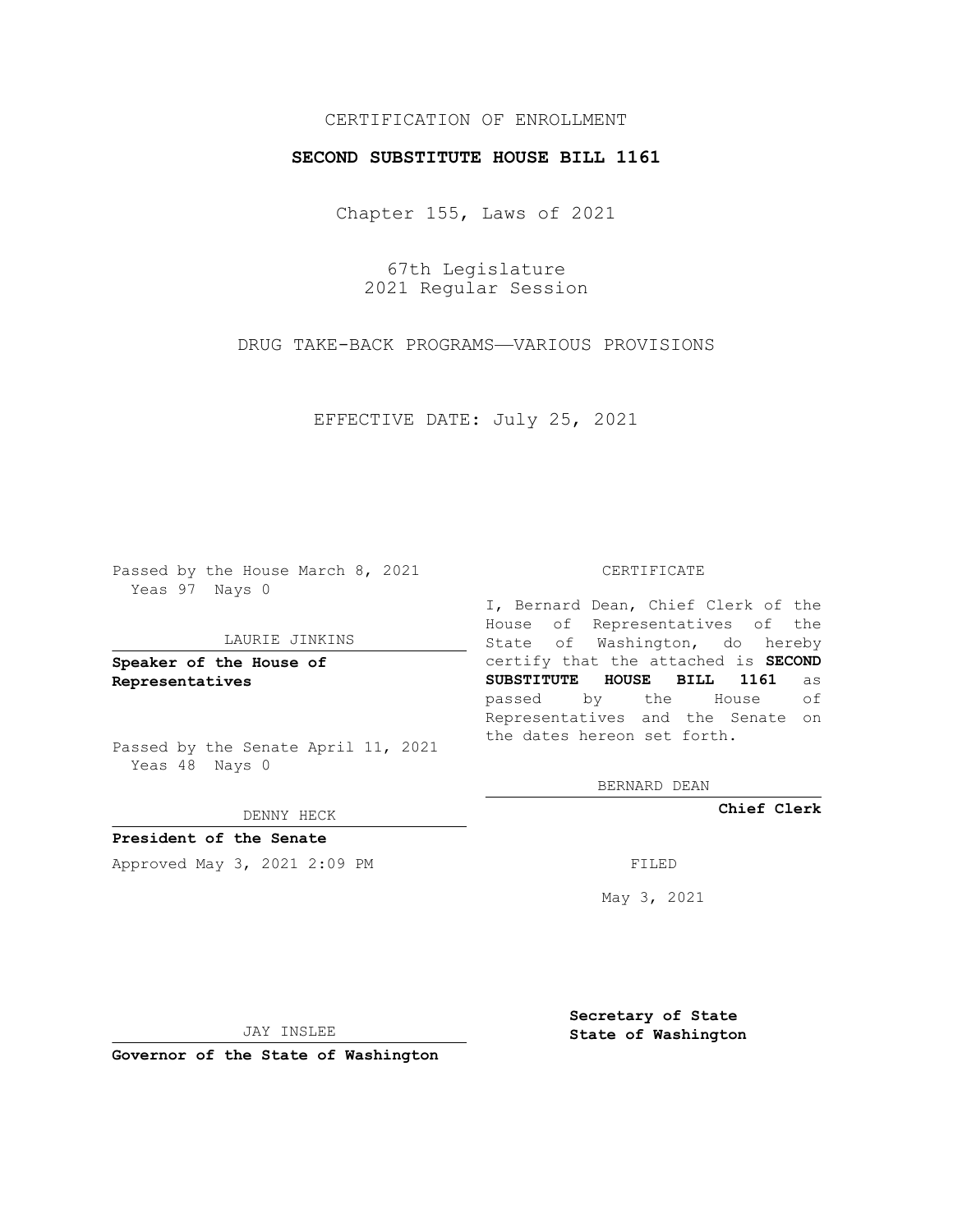CERTIFICATION OF ENROLLMENT

**SECOND SUBSTITUTE HOUSE BILL 1161**

Chapter 155, Laws of 2021

67th Legislature
2021 Regular Session

DRUG TAKE-BACK PROGRAMS—VARIOUS PROVISIONS

EFFECTIVE DATE: July 25, 2021

Passed by the House March 8, 2021
Yeas 97 Nays 0

LAURIE JINKINS

**Speaker of the House of Representatives**

Passed by the Senate April 11, 2021
Yeas 48 Nays 0

DENNY HECK

**President of the Senate**

Approved May 3, 2021 2:09 PM

JAY INSLEE

**Governor of the State of Washington**

CERTIFICATE

I, Bernard Dean, Chief Clerk of the House of Representatives of the State of Washington, do hereby certify that the attached is **SECOND SUBSTITUTE HOUSE BILL 1161** as passed by the House of Representatives and the Senate on the dates hereon set forth.

BERNARD DEAN

**Chief Clerk**

FILED

May 3, 2021

**Secretary of State**
**State of Washington**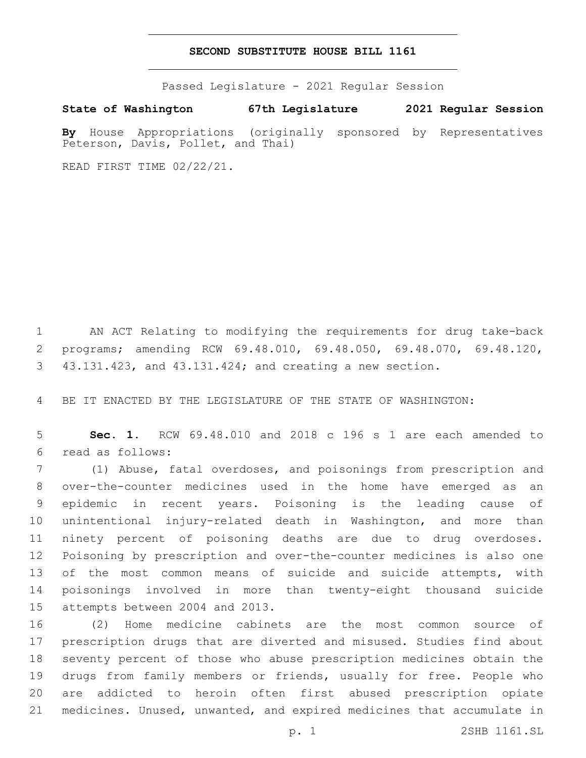# SECOND SUBSTITUTE HOUSE BILL 1161

Passed Legislature - 2021 Regular Session

**State of Washington 67th Legislature 2021 Regular Session**

**By** House Appropriations (originally sponsored by Representatives Peterson, Davis, Pollet, and Thai)

READ FIRST TIME 02/22/21.

AN ACT Relating to modifying the requirements for drug take-back programs; amending RCW 69.48.010, 69.48.050, 69.48.070, 69.48.120, 43.131.423, and 43.131.424; and creating a new section.

BE IT ENACTED BY THE LEGISLATURE OF THE STATE OF WASHINGTON:

**Sec. 1.** RCW 69.48.010 and 2018 c 196 s 1 are each amended to read as follows:

(1) Abuse, fatal overdoses, and poisonings from prescription and over-the-counter medicines used in the home have emerged as an epidemic in recent years. Poisoning is the leading cause of unintentional injury-related death in Washington, and more than ninety percent of poisoning deaths are due to drug overdoses. Poisoning by prescription and over-the-counter medicines is also one of the most common means of suicide and suicide attempts, with poisonings involved in more than twenty-eight thousand suicide attempts between 2004 and 2013.

(2) Home medicine cabinets are the most common source of prescription drugs that are diverted and misused. Studies find about seventy percent of those who abuse prescription medicines obtain the drugs from family members or friends, usually for free. People who are addicted to heroin often first abused prescription opiate medicines. Unused, unwanted, and expired medicines that accumulate in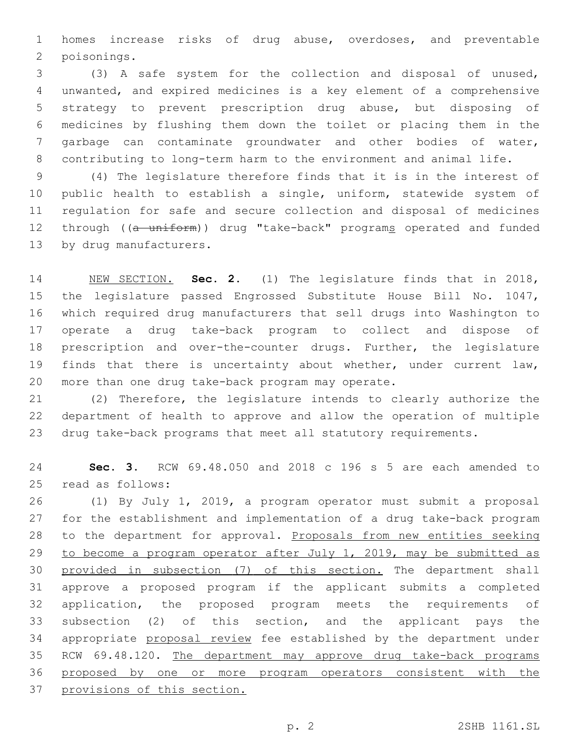homes increase risks of drug abuse, overdoses, and preventable poisonings.

(3) A safe system for the collection and disposal of unused, unwanted, and expired medicines is a key element of a comprehensive strategy to prevent prescription drug abuse, but disposing of medicines by flushing them down the toilet or placing them in the garbage can contaminate groundwater and other bodies of water, contributing to long-term harm to the environment and animal life.

(4) The legislature therefore finds that it is in the interest of public health to establish a single, uniform, statewide system of regulation for safe and secure collection and disposal of medicines through ((~~a uniform~~)) drug "take-back" programs operated and funded by drug manufacturers.

NEW SECTION. **Sec. 2.** (1) The legislature finds that in 2018, the legislature passed Engrossed Substitute House Bill No. 1047, which required drug manufacturers that sell drugs into Washington to operate a drug take-back program to collect and dispose of prescription and over-the-counter drugs. Further, the legislature finds that there is uncertainty about whether, under current law, more than one drug take-back program may operate.

(2) Therefore, the legislature intends to clearly authorize the department of health to approve and allow the operation of multiple drug take-back programs that meet all statutory requirements.

**Sec. 3.** RCW 69.48.050 and 2018 c 196 s 5 are each amended to read as follows:

(1) By July 1, 2019, a program operator must submit a proposal for the establishment and implementation of a drug take-back program to the department for approval. Proposals from new entities seeking to become a program operator after July 1, 2019, may be submitted as provided in subsection (7) of this section. The department shall approve a proposed program if the applicant submits a completed application, the proposed program meets the requirements of subsection (2) of this section, and the applicant pays the appropriate proposal review fee established by the department under RCW 69.48.120. The department may approve drug take-back programs proposed by one or more program operators consistent with the provisions of this section.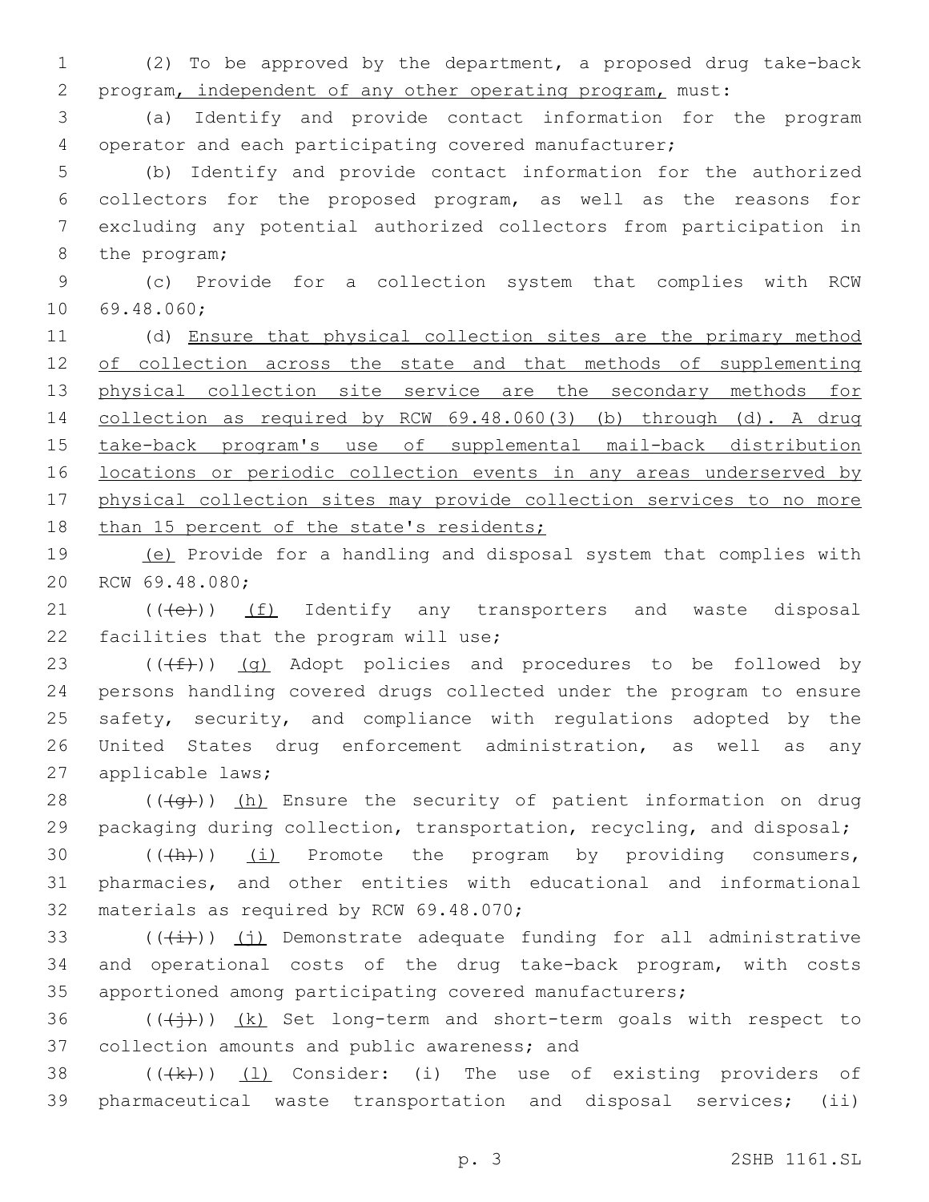(2) To be approved by the department, a proposed drug take-back program, independent of any other operating program, must:

(a) Identify and provide contact information for the program operator and each participating covered manufacturer;

(b) Identify and provide contact information for the authorized collectors for the proposed program, as well as the reasons for excluding any potential authorized collectors from participation in the program;

(c) Provide for a collection system that complies with RCW 69.48.060;

(d) Ensure that physical collection sites are the primary method of collection across the state and that methods of supplementing physical collection site service are the secondary methods for collection as required by RCW 69.48.060(3) (b) through (d). A drug take-back program's use of supplemental mail-back distribution locations or periodic collection events in any areas underserved by physical collection sites may provide collection services to no more than 15 percent of the state's residents;

(e) Provide for a handling and disposal system that complies with RCW 69.48.080;

((~~(e)~~)) (f) Identify any transporters and waste disposal facilities that the program will use;

((~~(f)~~)) (g) Adopt policies and procedures to be followed by persons handling covered drugs collected under the program to ensure safety, security, and compliance with regulations adopted by the United States drug enforcement administration, as well as any applicable laws;

((~~(g)~~)) (h) Ensure the security of patient information on drug packaging during collection, transportation, recycling, and disposal;

((~~(h)~~)) (i) Promote the program by providing consumers, pharmacies, and other entities with educational and informational materials as required by RCW 69.48.070;

((~~(i)~~)) (j) Demonstrate adequate funding for all administrative and operational costs of the drug take-back program, with costs apportioned among participating covered manufacturers;

((~~(j)~~)) (k) Set long-term and short-term goals with respect to collection amounts and public awareness; and

((~~(k)~~)) (l) Consider: (i) The use of existing providers of pharmaceutical waste transportation and disposal services; (ii)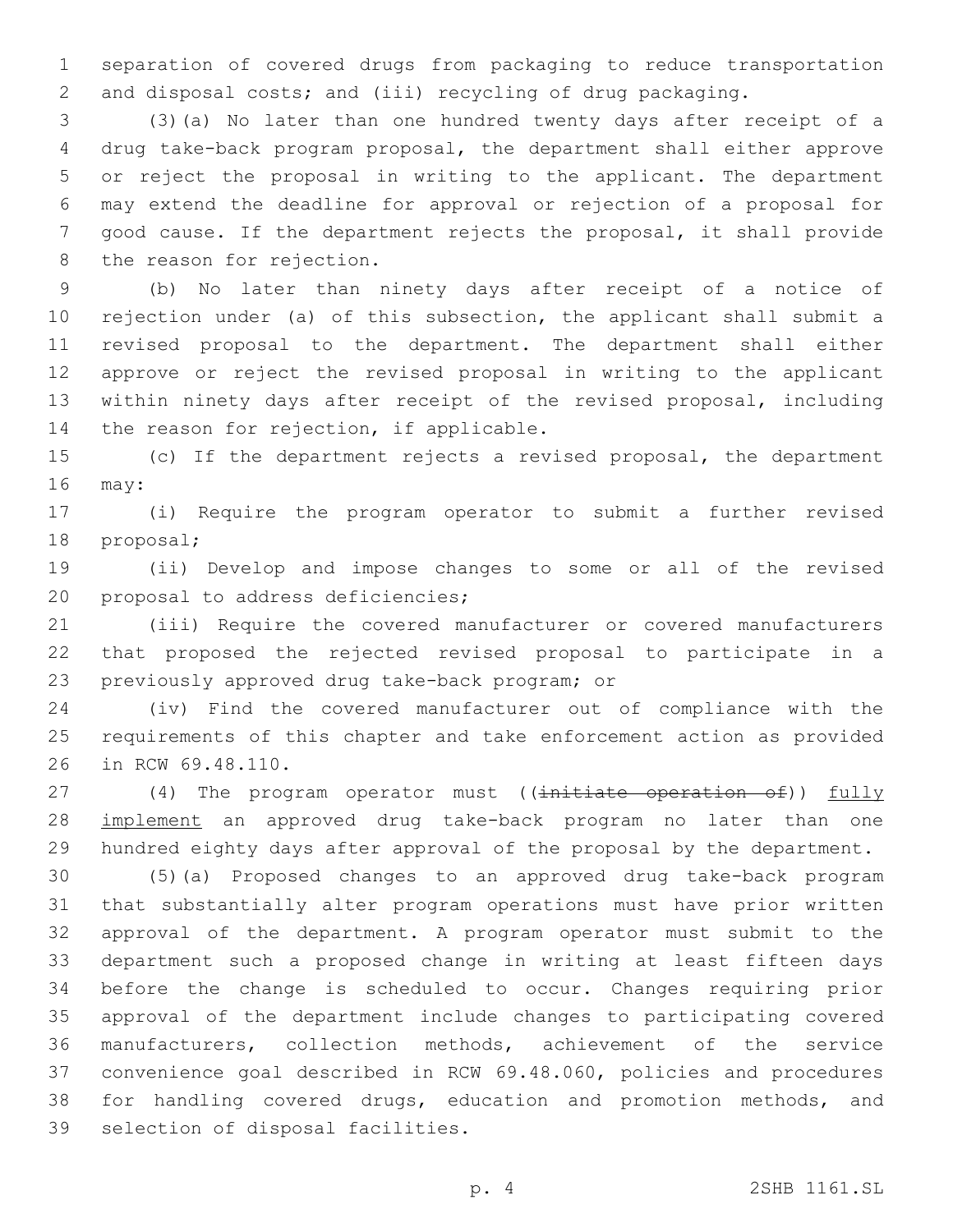separation of covered drugs from packaging to reduce transportation and disposal costs; and (iii) recycling of drug packaging.

(3)(a) No later than one hundred twenty days after receipt of a drug take-back program proposal, the department shall either approve or reject the proposal in writing to the applicant. The department may extend the deadline for approval or rejection of a proposal for good cause. If the department rejects the proposal, it shall provide the reason for rejection.

(b) No later than ninety days after receipt of a notice of rejection under (a) of this subsection, the applicant shall submit a revised proposal to the department. The department shall either approve or reject the revised proposal in writing to the applicant within ninety days after receipt of the revised proposal, including the reason for rejection, if applicable.

(c) If the department rejects a revised proposal, the department may:

(i) Require the program operator to submit a further revised proposal;

(ii) Develop and impose changes to some or all of the revised proposal to address deficiencies;

(iii) Require the covered manufacturer or covered manufacturers that proposed the rejected revised proposal to participate in a previously approved drug take-back program; or

(iv) Find the covered manufacturer out of compliance with the requirements of this chapter and take enforcement action as provided in RCW 69.48.110.

(4) The program operator must ((~~initiate operation of~~)) <u>fully implement</u> an approved drug take-back program no later than one hundred eighty days after approval of the proposal by the department.

(5)(a) Proposed changes to an approved drug take-back program that substantially alter program operations must have prior written approval of the department. A program operator must submit to the department such a proposed change in writing at least fifteen days before the change is scheduled to occur. Changes requiring prior approval of the department include changes to participating covered manufacturers, collection methods, achievement of the service convenience goal described in RCW 69.48.060, policies and procedures for handling covered drugs, education and promotion methods, and selection of disposal facilities.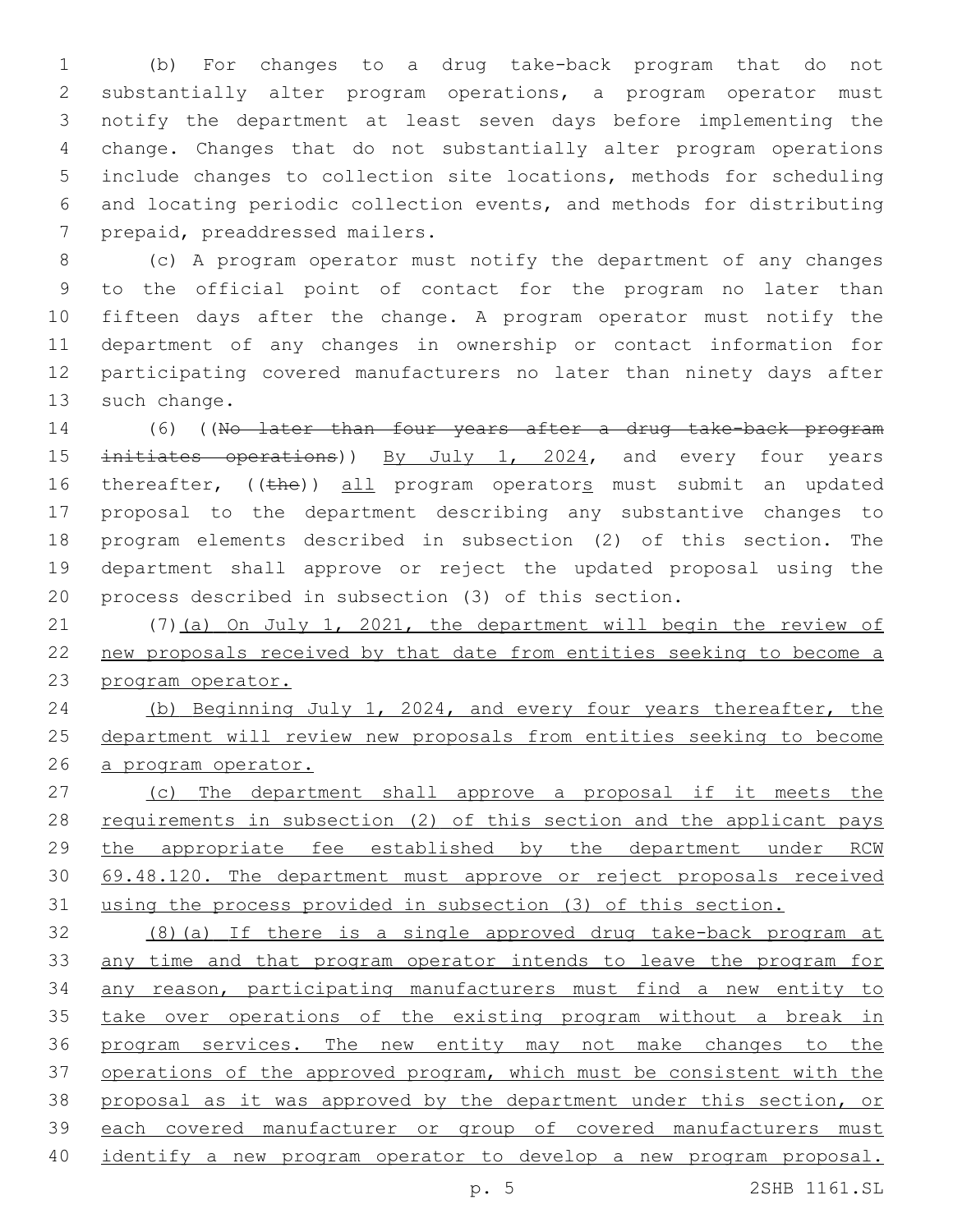(b) For changes to a drug take-back program that do not substantially alter program operations, a program operator must notify the department at least seven days before implementing the change. Changes that do not substantially alter program operations include changes to collection site locations, methods for scheduling and locating periodic collection events, and methods for distributing prepaid, preaddressed mailers.

(c) A program operator must notify the department of any changes to the official point of contact for the program no later than fifteen days after the change. A program operator must notify the department of any changes in ownership or contact information for participating covered manufacturers no later than ninety days after such change.

(6) ((~~No later than four years after a drug take-back program initiates operations~~)) <u>By July 1, 2024</u>, and every four years thereafter, ((~~the~~)) <u>all</u> program operator<u>s</u> must submit an updated proposal to the department describing any substantive changes to program elements described in subsection (2) of this section. The department shall approve or reject the updated proposal using the process described in subsection (3) of this section.

(7)<u>(a) On July 1, 2021, the department will begin the review of new proposals received by that date from entities seeking to become a program operator.</u>

<u>(b) Beginning July 1, 2024, and every four years thereafter, the department will review new proposals from entities seeking to become a program operator.</u>

<u>(c) The department shall approve a proposal if it meets the requirements in subsection (2) of this section and the applicant pays the appropriate fee established by the department under RCW 69.48.120. The department must approve or reject proposals received using the process provided in subsection (3) of this section.</u>

<u>(8)(a) If there is a single approved drug take-back program at any time and that program operator intends to leave the program for any reason, participating manufacturers must find a new entity to take over operations of the existing program without a break in program services. The new entity may not make changes to the operations of the approved program, which must be consistent with the proposal as it was approved by the department under this section, or each covered manufacturer or group of covered manufacturers must identify a new program operator to develop a new program proposal.</u>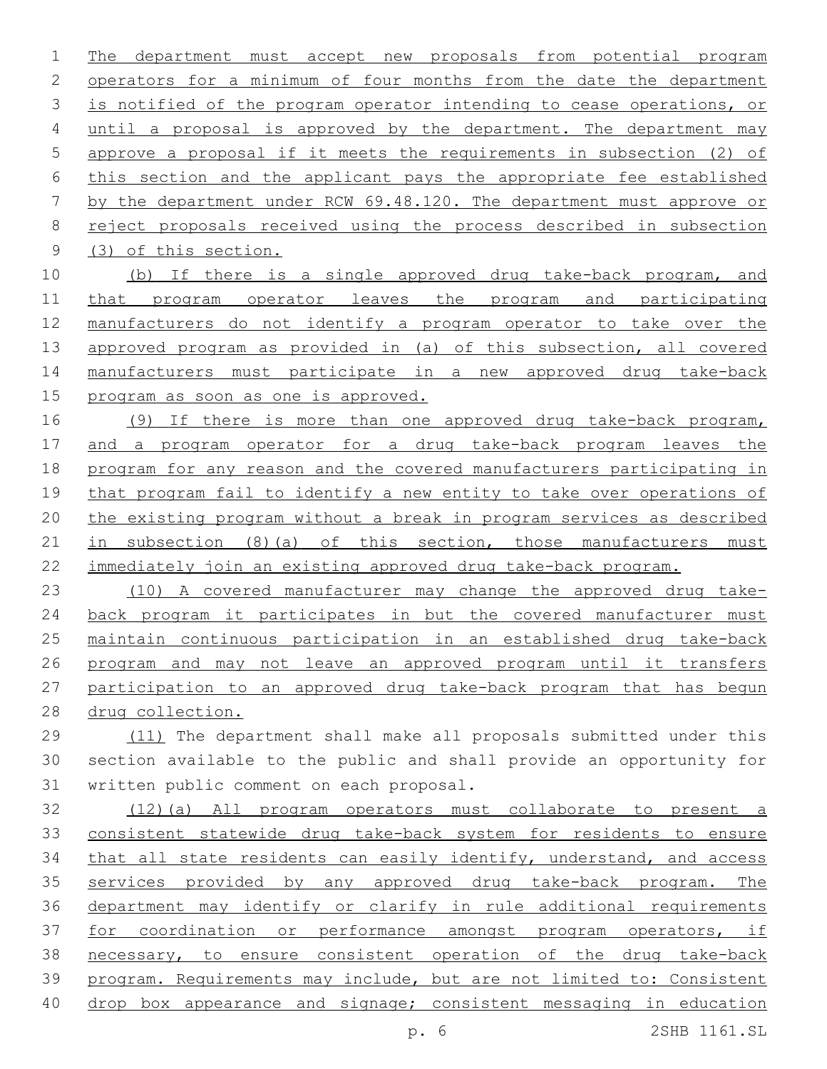The department must accept new proposals from potential program operators for a minimum of four months from the date the department is notified of the program operator intending to cease operations, or until a proposal is approved by the department. The department may approve a proposal if it meets the requirements in subsection (2) of this section and the applicant pays the appropriate fee established by the department under RCW 69.48.120. The department must approve or reject proposals received using the process described in subsection (3) of this section.

(b) If there is a single approved drug take-back program, and that program operator leaves the program and participating manufacturers do not identify a program operator to take over the approved program as provided in (a) of this subsection, all covered manufacturers must participate in a new approved drug take-back program as soon as one is approved.

(9) If there is more than one approved drug take-back program, and a program operator for a drug take-back program leaves the program for any reason and the covered manufacturers participating in that program fail to identify a new entity to take over operations of the existing program without a break in program services as described in subsection (8)(a) of this section, those manufacturers must immediately join an existing approved drug take-back program.

(10) A covered manufacturer may change the approved drug take-back program it participates in but the covered manufacturer must maintain continuous participation in an established drug take-back program and may not leave an approved program until it transfers participation to an approved drug take-back program that has begun drug collection.

(11) The department shall make all proposals submitted under this section available to the public and shall provide an opportunity for written public comment on each proposal.

(12)(a) All program operators must collaborate to present a consistent statewide drug take-back system for residents to ensure that all state residents can easily identify, understand, and access services provided by any approved drug take-back program. The department may identify or clarify in rule additional requirements for coordination or performance amongst program operators, if necessary, to ensure consistent operation of the drug take-back program. Requirements may include, but are not limited to: Consistent drop box appearance and signage; consistent messaging in education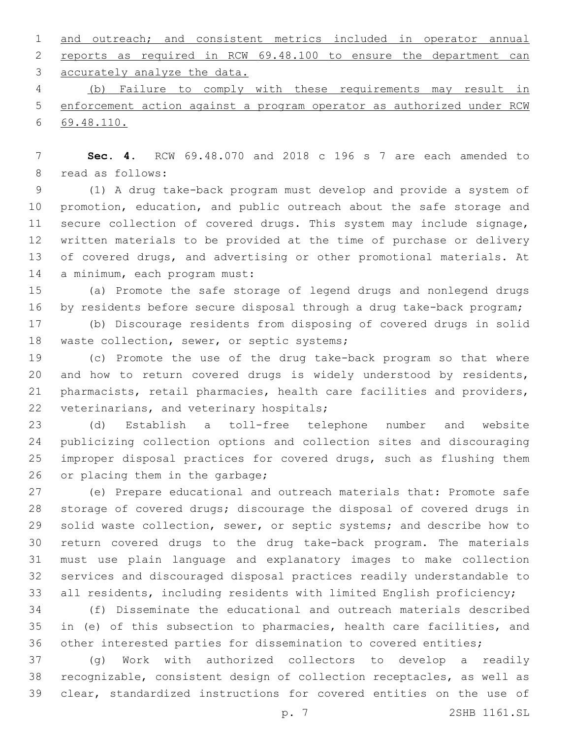and outreach; and consistent metrics included in operator annual reports as required in RCW 69.48.100 to ensure the department can accurately analyze the data.

(b) Failure to comply with these requirements may result in enforcement action against a program operator as authorized under RCW 69.48.110.

**Sec. 4.** RCW 69.48.070 and 2018 c 196 s 7 are each amended to read as follows:

(1) A drug take-back program must develop and provide a system of promotion, education, and public outreach about the safe storage and secure collection of covered drugs. This system may include signage, written materials to be provided at the time of purchase or delivery of covered drugs, and advertising or other promotional materials. At a minimum, each program must:

(a) Promote the safe storage of legend drugs and nonlegend drugs by residents before secure disposal through a drug take-back program;

(b) Discourage residents from disposing of covered drugs in solid waste collection, sewer, or septic systems;

(c) Promote the use of the drug take-back program so that where and how to return covered drugs is widely understood by residents, pharmacists, retail pharmacies, health care facilities and providers, veterinarians, and veterinary hospitals;

(d) Establish a toll-free telephone number and website publicizing collection options and collection sites and discouraging improper disposal practices for covered drugs, such as flushing them or placing them in the garbage;

(e) Prepare educational and outreach materials that: Promote safe storage of covered drugs; discourage the disposal of covered drugs in solid waste collection, sewer, or septic systems; and describe how to return covered drugs to the drug take-back program. The materials must use plain language and explanatory images to make collection services and discouraged disposal practices readily understandable to all residents, including residents with limited English proficiency;

(f) Disseminate the educational and outreach materials described in (e) of this subsection to pharmacies, health care facilities, and other interested parties for dissemination to covered entities;

(g) Work with authorized collectors to develop a readily recognizable, consistent design of collection receptacles, as well as clear, standardized instructions for covered entities on the use of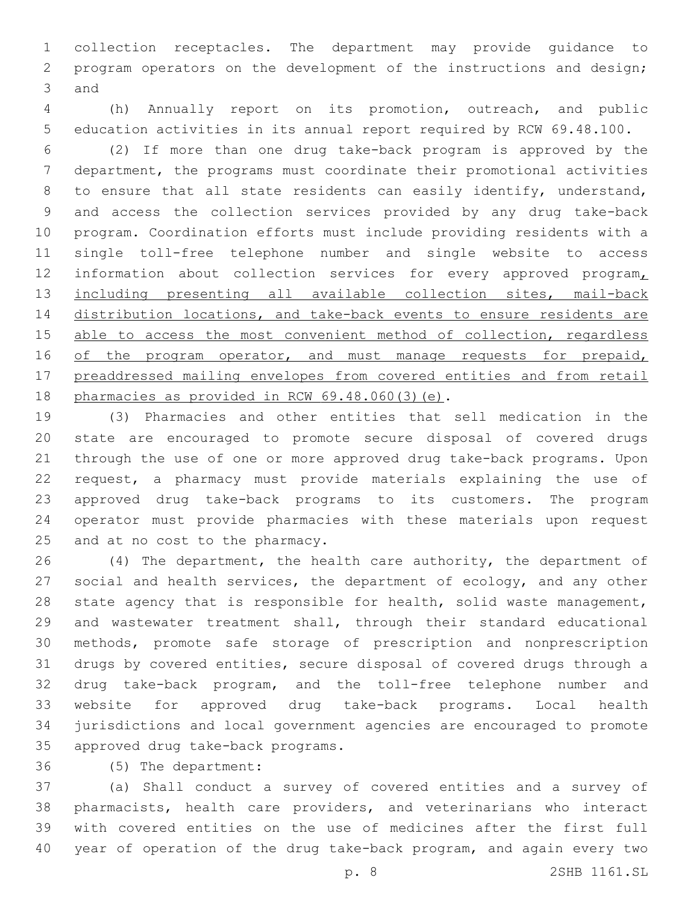collection receptacles. The department may provide guidance to program operators on the development of the instructions and design; and

(h) Annually report on its promotion, outreach, and public education activities in its annual report required by RCW 69.48.100.

(2) If more than one drug take-back program is approved by the department, the programs must coordinate their promotional activities to ensure that all state residents can easily identify, understand, and access the collection services provided by any drug take-back program. Coordination efforts must include providing residents with a single toll-free telephone number and single website to access information about collection services for every approved program<u>, including presenting all available collection sites, mail-back distribution locations, and take-back events to ensure residents are able to access the most convenient method of collection, regardless of the program operator, and must manage requests for prepaid, preaddressed mailing envelopes from covered entities and from retail pharmacies as provided in RCW 69.48.060(3)(e)</u>.

(3) Pharmacies and other entities that sell medication in the state are encouraged to promote secure disposal of covered drugs through the use of one or more approved drug take-back programs. Upon request, a pharmacy must provide materials explaining the use of approved drug take-back programs to its customers. The program operator must provide pharmacies with these materials upon request and at no cost to the pharmacy.

(4) The department, the health care authority, the department of social and health services, the department of ecology, and any other state agency that is responsible for health, solid waste management, and wastewater treatment shall, through their standard educational methods, promote safe storage of prescription and nonprescription drugs by covered entities, secure disposal of covered drugs through a drug take-back program, and the toll-free telephone number and website for approved drug take-back programs. Local health jurisdictions and local government agencies are encouraged to promote approved drug take-back programs.

(5) The department:

(a) Shall conduct a survey of covered entities and a survey of pharmacists, health care providers, and veterinarians who interact with covered entities on the use of medicines after the first full year of operation of the drug take-back program, and again every two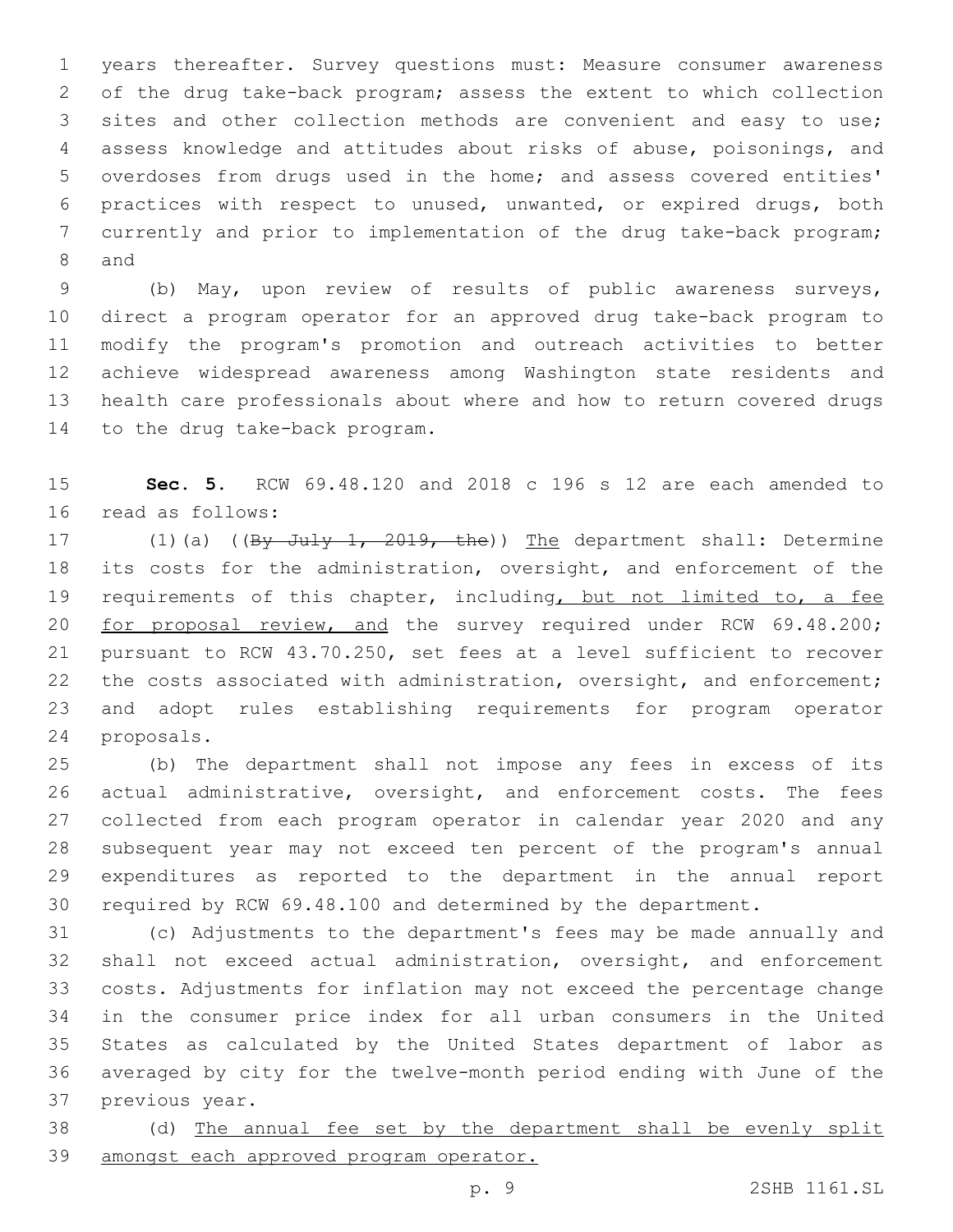years thereafter. Survey questions must: Measure consumer awareness of the drug take-back program; assess the extent to which collection sites and other collection methods are convenient and easy to use; assess knowledge and attitudes about risks of abuse, poisonings, and overdoses from drugs used in the home; and assess covered entities' practices with respect to unused, unwanted, or expired drugs, both currently and prior to implementation of the drug take-back program; and

(b) May, upon review of results of public awareness surveys, direct a program operator for an approved drug take-back program to modify the program's promotion and outreach activities to better achieve widespread awareness among Washington state residents and health care professionals about where and how to return covered drugs to the drug take-back program.

**Sec. 5.** RCW 69.48.120 and 2018 c 196 s 12 are each amended to read as follows:

(1)(a) ((~~By July 1, 2019, the~~)) The department shall: Determine its costs for the administration, oversight, and enforcement of the requirements of this chapter, including, but not limited to, a fee for proposal review, and the survey required under RCW 69.48.200; pursuant to RCW 43.70.250, set fees at a level sufficient to recover the costs associated with administration, oversight, and enforcement; and adopt rules establishing requirements for program operator proposals.

(b) The department shall not impose any fees in excess of its actual administrative, oversight, and enforcement costs. The fees collected from each program operator in calendar year 2020 and any subsequent year may not exceed ten percent of the program's annual expenditures as reported to the department in the annual report required by RCW 69.48.100 and determined by the department.

(c) Adjustments to the department's fees may be made annually and shall not exceed actual administration, oversight, and enforcement costs. Adjustments for inflation may not exceed the percentage change in the consumer price index for all urban consumers in the United States as calculated by the United States department of labor as averaged by city for the twelve-month period ending with June of the previous year.

(d) The annual fee set by the department shall be evenly split amongst each approved program operator.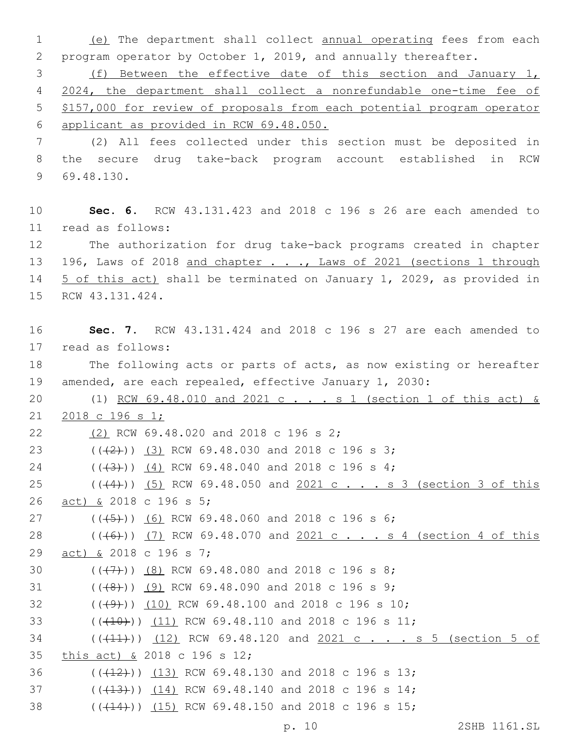(e) The department shall collect annual operating fees from each program operator by October 1, 2019, and annually thereafter.

(f) Between the effective date of this section and January 1, 2024, the department shall collect a nonrefundable one-time fee of $157,000 for review of proposals from each potential program operator applicant as provided in RCW 69.48.050.

(2) All fees collected under this section must be deposited in the secure drug take-back program account established in RCW 69.48.130.

**Sec. 6.** RCW 43.131.423 and 2018 c 196 s 26 are each amended to read as follows:

The authorization for drug take-back programs created in chapter 196, Laws of 2018 and chapter . . ., Laws of 2021 (sections 1 through 5 of this act) shall be terminated on January 1, 2029, as provided in RCW 43.131.424.

**Sec. 7.** RCW 43.131.424 and 2018 c 196 s 27 are each amended to read as follows:

The following acts or parts of acts, as now existing or hereafter amended, are each repealed, effective January 1, 2030:

(1) RCW 69.48.010 and 2021 c . . . s 1 (section 1 of this act) & 2018 c 196 s 1;

(2) RCW 69.48.020 and 2018 c 196 s 2;

(((2))) (3) RCW 69.48.030 and 2018 c 196 s 3;

(((3))) (4) RCW 69.48.040 and 2018 c 196 s 4;

(((4))) (5) RCW 69.48.050 and 2021 c . . . s 3 (section 3 of this act) & 2018 c 196 s 5;

(((5))) (6) RCW 69.48.060 and 2018 c 196 s 6;

(((6))) (7) RCW 69.48.070 and 2021 c . . . s 4 (section 4 of this act) & 2018 c 196 s 7;

(((7))) (8) RCW 69.48.080 and 2018 c 196 s 8;

(((8))) (9) RCW 69.48.090 and 2018 c 196 s 9;

(((9))) (10) RCW 69.48.100 and 2018 c 196 s 10;

(((10))) (11) RCW 69.48.110 and 2018 c 196 s 11;

(((11))) (12) RCW 69.48.120 and 2021 c . . . s 5 (section 5 of this act) & 2018 c 196 s 12;

(((12))) (13) RCW 69.48.130 and 2018 c 196 s 13;

(((13))) (14) RCW 69.48.140 and 2018 c 196 s 14;

(((14))) (15) RCW 69.48.150 and 2018 c 196 s 15;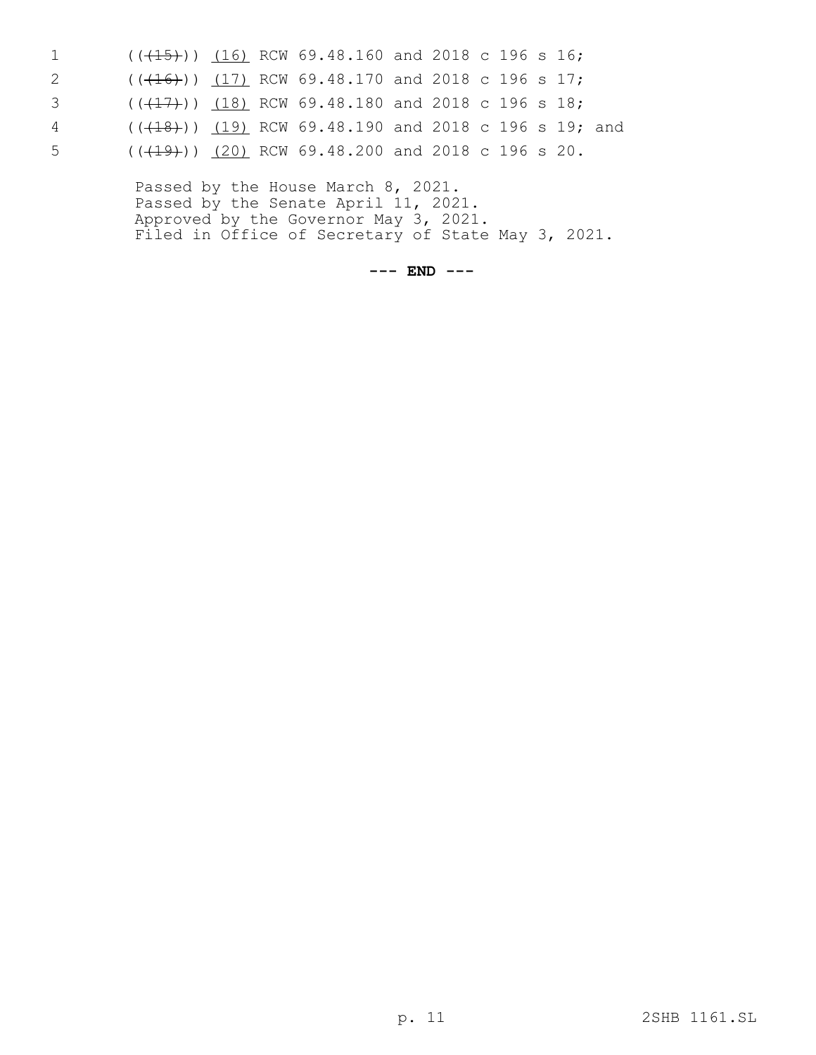(((15))) (16) RCW 69.48.160 and 2018 c 196 s 16;

(((16))) (17) RCW 69.48.170 and 2018 c 196 s 17;

(((17))) (18) RCW 69.48.180 and 2018 c 196 s 18;

(((18))) (19) RCW 69.48.190 and 2018 c 196 s 19; and

(((19))) (20) RCW 69.48.200 and 2018 c 196 s 20.

Passed by the House March 8, 2021.
Passed by the Senate April 11, 2021.
Approved by the Governor May 3, 2021.
Filed in Office of Secretary of State May 3, 2021.

**--- END ---**